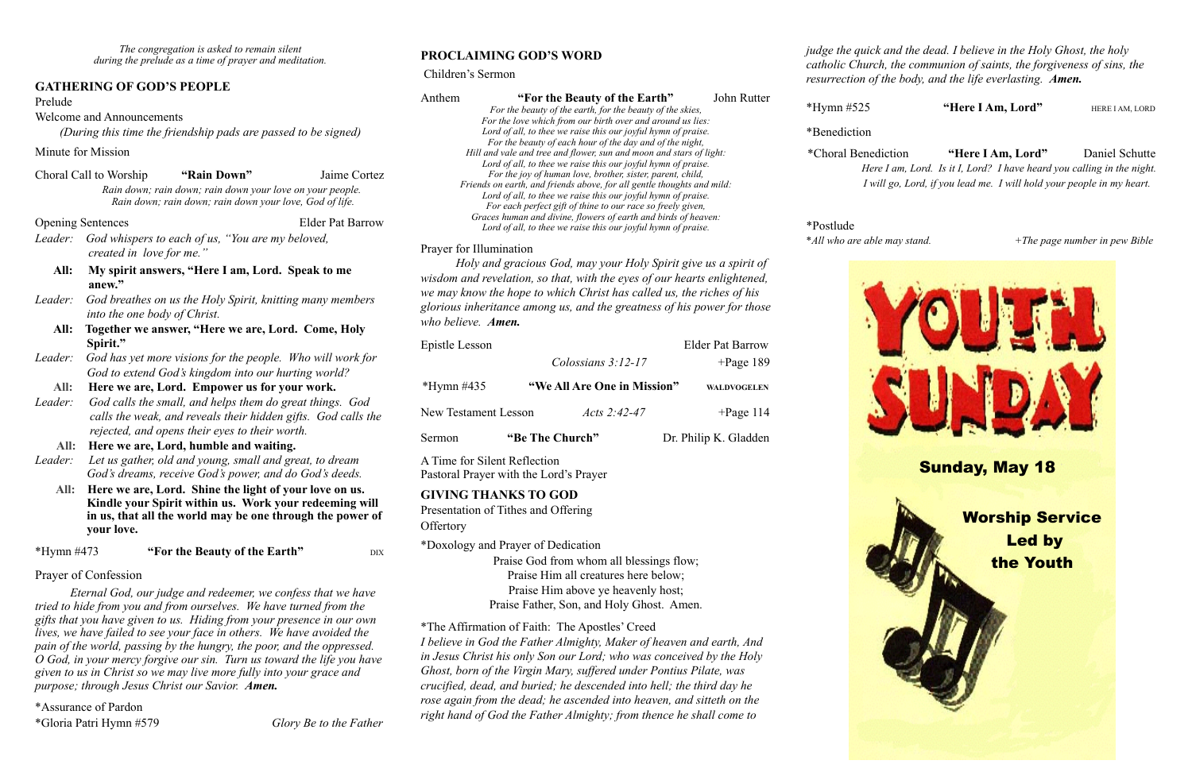*The congregation is asked to remain silent during the prelude as a time of prayer and meditation.*

## GATHERING OF GOD'S PEOPLE

Prelude

Welcome and Announcements

*(During this time the friendship pads are passed to be signed)*

Minute for Mission

Choral Call to Worship **"Rain Down"** Jaime Cortez

*Rain down; rain down; rain down your love on your people.*
*Rain down; rain down; rain down your love, God of life.*

Opening Sentences Elder Pat Barrow

*Leader:* *God whispers to each of us, "You are my beloved, created in love for me."*

**All: My spirit answers, "Here I am, Lord. Speak to me anew."**

*Leader:* *God breathes on us the Holy Spirit, knitting many members into the one body of Christ.*

**All: Together we answer, "Here we are, Lord. Come, Holy Spirit."**

*Leader:* *God has yet more visions for the people. Who will work for God to extend God's kingdom into our hurting world?*

**All: Here we are, Lord. Empower us for your work.**

*Leader:* *God calls the small, and helps them do great things. God calls the weak, and reveals their hidden gifts. God calls the rejected, and opens their eyes to their worth.*

**All: Here we are, Lord, humble and waiting.**

*Leader:* *Let us gather, old and young, small and great, to dream God's dreams, receive God's power, and do God's deeds.*

**All: Here we are, Lord. Shine the light of your love on us. Kindle your Spirit within us. Work your redeeming will in us, that all the world may be one through the power of your love.**

*Hymn #473 **"For the Beauty of the Earth"** DIX

Prayer of Confession

*Eternal God, our judge and redeemer, we confess that we have tried to hide from you and from ourselves. We have turned from the gifts that you have given to us. Hiding from your presence in our own lives, we have failed to see your face in others. We have avoided the pain of the world, passing by the hungry, the poor, and the oppressed. O God, in your mercy forgive our sin. Turn us toward the life you have given to us in Christ so we may live more fully into your grace and purpose; through Jesus Christ our Savior.* ***Amen.***

*Assurance of Pardon

*Gloria Patri Hymn #579 *Glory Be to the Father*

## PROCLAIMING GOD'S WORD

Children's Sermon

Anthem **"For the Beauty of the Earth"** John Rutter

*For the beauty of the earth, for the beauty of the skies,*
*For the love which from our birth over and around us lies:*
*Lord of all, to thee we raise this our joyful hymn of praise.*
*For the beauty of each hour of the day and of the night,*
*Hill and vale and tree and flower, sun and moon and stars of light:*
*Lord of all, to thee we raise this our joyful hymn of praise.*
*For the joy of human love, brother, sister, parent, child,*
*Friends on earth, and friends above, for all gentle thoughts and mild:*
*Lord of all, to thee we raise this our joyful hymn of praise.*
*For each perfect gift of thine to our race so freely given,*
*Graces human and divine, flowers of earth and birds of heaven:*
*Lord of all, to thee we raise this our joyful hymn of praise.*

Prayer for Illumination

*Holy and gracious God, may your Holy Spirit give us a spirit of wisdom and revelation, so that, with the eyes of our hearts enlightened, we may know the hope to which Christ has called us, the riches of his glorious inheritance among us, and the greatness of his power for those who believe.* ***Amen.***

Epistle Lesson Elder Pat Barrow

*Colossians 3:12-17* +Page 189

*Hymn #435 **"We All Are One in Mission"** WALDVOGELEN

New Testament Lesson *Acts 2:42-47* +Page 114

Sermon **"Be The Church"** Dr. Philip K. Gladden

A Time for Silent Reflection

Pastoral Prayer with the Lord's Prayer

## GIVING THANKS TO GOD

Presentation of Tithes and Offering

Offertory

*Doxology and Prayer of Dedication

Praise God from whom all blessings flow;
Praise Him all creatures here below;
Praise Him above ye heavenly host;
Praise Father, Son, and Holy Ghost. Amen.

*The Affirmation of Faith: The Apostles' Creed

*I believe in God the Father Almighty, Maker of heaven and earth, And in Jesus Christ his only Son our Lord; who was conceived by the Holy Ghost, born of the Virgin Mary, suffered under Pontius Pilate, was crucified, dead, and buried; he descended into hell; the third day he rose again from the dead; he ascended into heaven, and sitteth on the right hand of God the Father Almighty; from thence he shall come to judge the quick and the dead. I believe in the Holy Ghost, the holy catholic Church, the communion of saints, the forgiveness of sins, the resurrection of the body, and the life everlasting.* ***Amen.***

*Hymn #525 **"Here I Am, Lord"** HERE I AM, LORD

*Benediction

*Choral Benediction **"Here I Am, Lord"** Daniel Schutte

*Here I am, Lord. Is it I, Lord? I have heard you calling in the night.*
*I will go, Lord, if you lead me. I will hold your people in my heart.*

*Postlude

**All who are able may stand.* *+The page number in pew Bible*

# YOUTH SUNDAY

**Sunday, May 18**

**Worship Service Led by the Youth**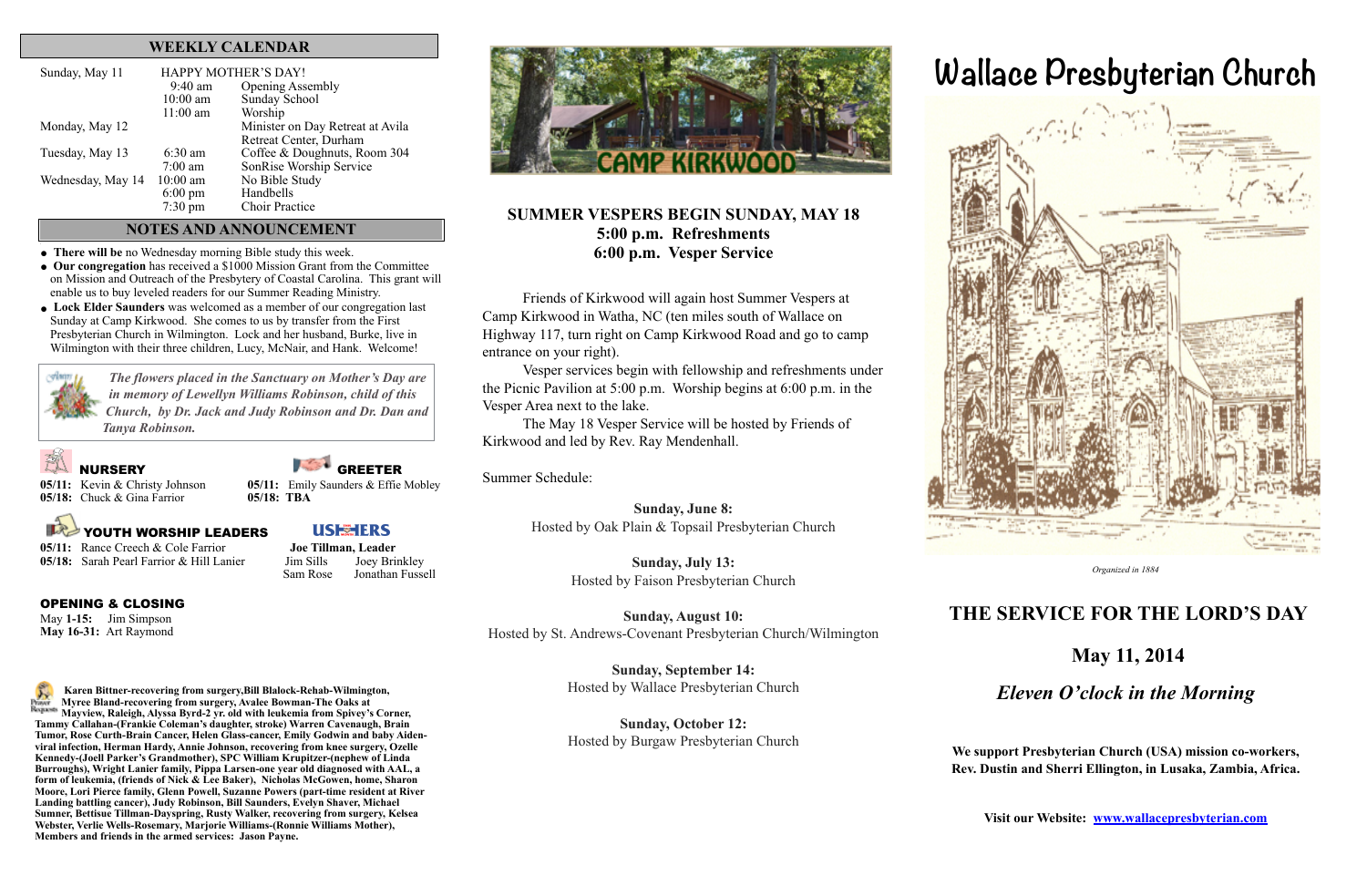## WEEKLY CALENDAR

| | | |
|---|---|---|
| Sunday, May 11 | | HAPPY MOTHER'S DAY! |
| | 9:40 am | Opening Assembly |
| | 10:00 am | Sunday School |
| | 11:00 am | Worship |
| Monday, May 12 | | Minister on Day Retreat at Avila Retreat Center, Durham |
| Tuesday, May 13 | 6:30 am | Coffee & Doughnuts, Room 304 |
| | 7:00 am | SonRise Worship Service |
| Wednesday, May 14 | 10:00 am | No Bible Study |
| | 6:00 pm | Handbells |
| | 7:30 pm | Choir Practice |

## NOTES AND ANNOUNCEMENT

- **There will be** no Wednesday morning Bible study this week.
- **Our congregation** has received a $1000 Mission Grant from the Committee on Mission and Outreach of the Presbytery of Coastal Carolina. This grant will enable us to buy leveled readers for our Summer Reading Ministry.
- **Lock Elder Saunders** was welcomed as a member of our congregation last Sunday at Camp Kirkwood. She comes to us by transfer from the First Presbyterian Church in Wilmington. Lock and her husband, Burke, live in Wilmington with their three children, Lucy, McNair, and Hank. Welcome!

***The flowers placed in the Sanctuary on Mother's Day are in memory of Lewellyn Williams Robinson, child of this Church, by Dr. Jack and Judy Robinson and Dr. Dan and Tanya Robinson.***

### NURSERY

**05/11:** Kevin & Christy Johnson
**05/18:** Chuck & Gina Farrior

### GREETER

**05/11:** Emily Saunders & Effie Mobley
**05/18: TBA**

### YOUTH WORSHIP LEADERS

**05/11:** Rance Creech & Cole Farrior
**05/18:** Sarah Pearl Farrior & Hill Lanier

### USHERS

**Joe Tillman, Leader**
Jim Sills  Joey Brinkley
Sam Rose  Jonathan Fussell

### OPENING & CLOSING

May **1-15:** Jim Simpson
**May 16-31:** Art Raymond

**Karen Bittner-recovering from surgery, Bill Blalock-Rehab-Wilmington, Myree Bland-recovering from surgery, Avalee Bowman-The Oaks at Mayview, Raleigh, Alyssa Byrd-2 yr. old with leukemia from Spivey's Corner, Tammy Callahan-(Frankie Coleman's daughter, stroke) Warren Cavenaugh, Brain Tumor, Rose Curth-Brain Cancer, Helen Glass-cancer, Emily Godwin and baby Aiden-viral infection, Herman Hardy, Annie Johnson, recovering from knee surgery, Ozelle Kennedy-(Joell Parker's Grandmother), SPC William Krupitzer-(nephew of Linda Burroughs), Wright Lanier family, Pippa Larsen-one year old diagnosed with AAL, a form of leukemia, (friends of Nick & Lee Baker), Nicholas McGowen, home, Sharon Moore, Lori Pierce family, Glenn Powell, Suzanne Powers (part-time resident at River Landing battling cancer), Judy Robinson, Bill Saunders, Evelyn Shaver, Michael Sumner, Bettisue Tillman-Dayspring, Rusty Walker, recovering from surgery, Kelsea Webster, Verlie Wells-Rosemary, Marjorie Williams-(Ronnie Williams Mother), Members and friends in the armed services: Jason Payne.**

CAMP KIRKWOOD

## SUMMER VESPERS BEGIN SUNDAY, MAY 18
**5:00 p.m. Refreshments**
**6:00 p.m. Vesper Service**

Friends of Kirkwood will again host Summer Vespers at Camp Kirkwood in Watha, NC (ten miles south of Wallace on Highway 117, turn right on Camp Kirkwood Road and go to camp entrance on your right).

Vesper services begin with fellowship and refreshments under the Picnic Pavilion at 5:00 p.m. Worship begins at 6:00 p.m. in the Vesper Area next to the lake.

The May 18 Vesper Service will be hosted by Friends of Kirkwood and led by Rev. Ray Mendenhall.

Summer Schedule:

**Sunday, June 8:**
Hosted by Oak Plain & Topsail Presbyterian Church

**Sunday, July 13:**
Hosted by Faison Presbyterian Church

**Sunday, August 10:**
Hosted by St. Andrews-Covenant Presbyterian Church/Wilmington

**Sunday, September 14:**
Hosted by Wallace Presbyterian Church

**Sunday, October 12:**
Hosted by Burgaw Presbyterian Church

# Wallace Presbyterian Church

*Organized in 1884*

## THE SERVICE FOR THE LORD'S DAY

## May 11, 2014

## *Eleven O'clock in the Morning*

**We support Presbyterian Church (USA) mission co-workers, Rev. Dustin and Sherri Ellington, in Lusaka, Zambia, Africa.**

**Visit our Website: www.wallacepresbyterian.com**